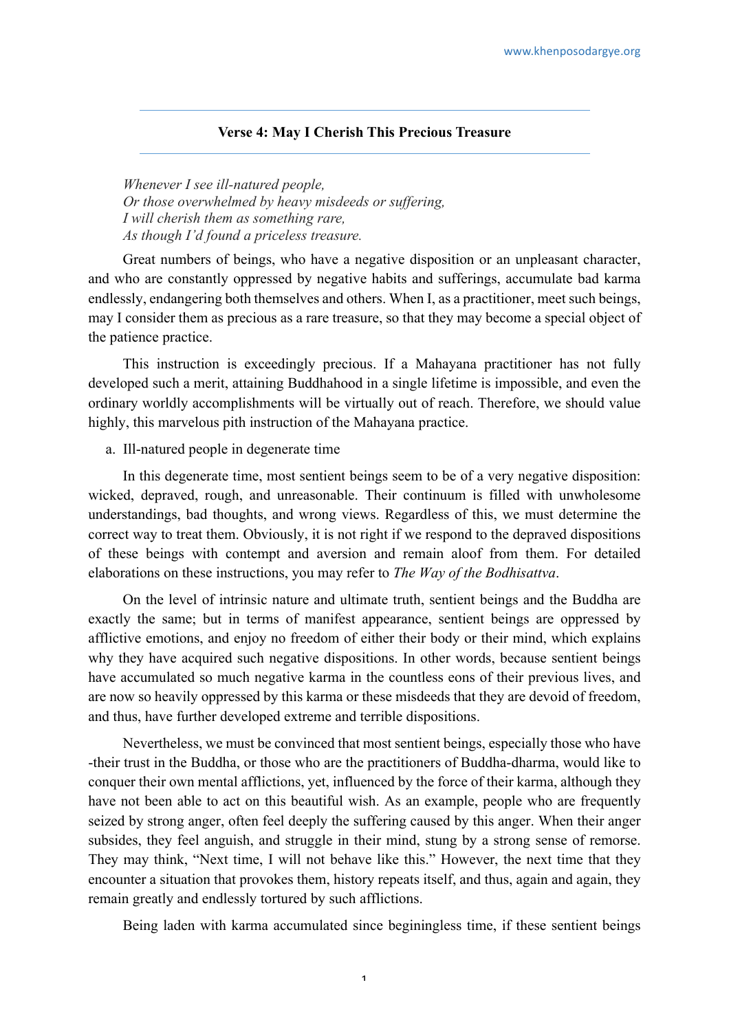### Verse 4: May I Cherish This Precious Treasure

*Whenever I see ill-natured people,*
*Or those overwhelmed by heavy misdeeds or suffering,*
*I will cherish them as something rare,*
*As though I'd found a priceless treasure.*

Great numbers of beings, who have a negative disposition or an unpleasant character, and who are constantly oppressed by negative habits and sufferings, accumulate bad karma endlessly, endangering both themselves and others. When I, as a practitioner, meet such beings, may I consider them as precious as a rare treasure, so that they may become a special object of the patience practice.

This instruction is exceedingly precious. If a Mahayana practitioner has not fully developed such a merit, attaining Buddhahood in a single lifetime is impossible, and even the ordinary worldly accomplishments will be virtually out of reach. Therefore, we should value highly, this marvelous pith instruction of the Mahayana practice.

a. Ill-natured people in degenerate time

In this degenerate time, most sentient beings seem to be of a very negative disposition: wicked, depraved, rough, and unreasonable. Their continuum is filled with unwholesome understandings, bad thoughts, and wrong views. Regardless of this, we must determine the correct way to treat them. Obviously, it is not right if we respond to the depraved dispositions of these beings with contempt and aversion and remain aloof from them. For detailed elaborations on these instructions, you may refer to *The Way of the Bodhisattva*.

On the level of intrinsic nature and ultimate truth, sentient beings and the Buddha are exactly the same; but in terms of manifest appearance, sentient beings are oppressed by afflictive emotions, and enjoy no freedom of either their body or their mind, which explains why they have acquired such negative dispositions. In other words, because sentient beings have accumulated so much negative karma in the countless eons of their previous lives, and are now so heavily oppressed by this karma or these misdeeds that they are devoid of freedom, and thus, have further developed extreme and terrible dispositions.

Nevertheless, we must be convinced that most sentient beings, especially those who have -their trust in the Buddha, or those who are the practitioners of Buddha-dharma, would like to conquer their own mental afflictions, yet, influenced by the force of their karma, although they have not been able to act on this beautiful wish. As an example, people who are frequently seized by strong anger, often feel deeply the suffering caused by this anger. When their anger subsides, they feel anguish, and struggle in their mind, stung by a strong sense of remorse. They may think, "Next time, I will not behave like this." However, the next time that they encounter a situation that provokes them, history repeats itself, and thus, again and again, they remain greatly and endlessly tortured by such afflictions.

Being laden with karma accumulated since beginingless time, if these sentient beings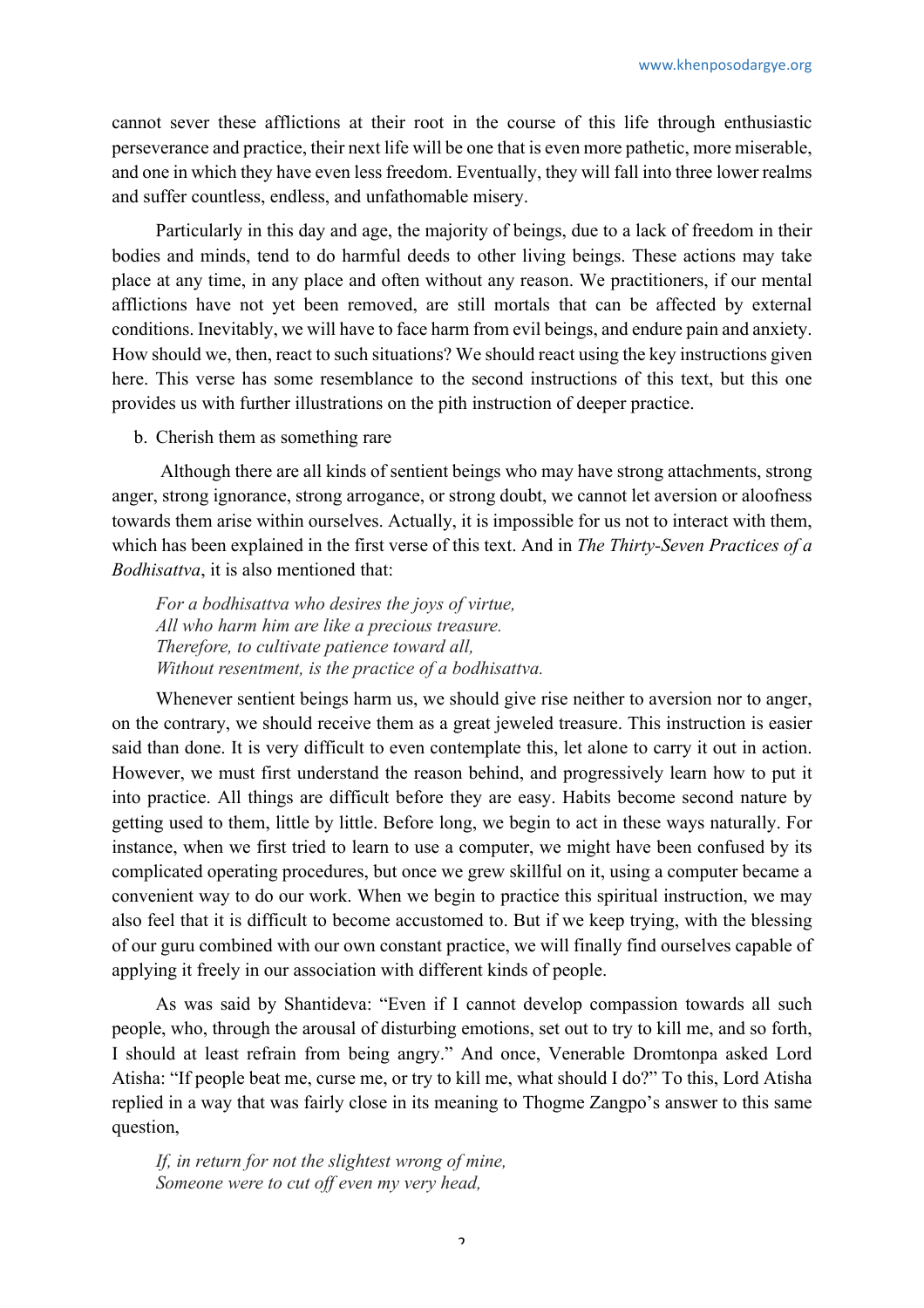cannot sever these afflictions at their root in the course of this life through enthusiastic perseverance and practice, their next life will be one that is even more pathetic, more miserable, and one in which they have even less freedom. Eventually, they will fall into three lower realms and suffer countless, endless, and unfathomable misery.

Particularly in this day and age, the majority of beings, due to a lack of freedom in their bodies and minds, tend to do harmful deeds to other living beings. These actions may take place at any time, in any place and often without any reason. We practitioners, if our mental afflictions have not yet been removed, are still mortals that can be affected by external conditions. Inevitably, we will have to face harm from evil beings, and endure pain and anxiety. How should we, then, react to such situations? We should react using the key instructions given here. This verse has some resemblance to the second instructions of this text, but this one provides us with further illustrations on the pith instruction of deeper practice.

b. Cherish them as something rare

Although there are all kinds of sentient beings who may have strong attachments, strong anger, strong ignorance, strong arrogance, or strong doubt, we cannot let aversion or aloofness towards them arise within ourselves. Actually, it is impossible for us not to interact with them, which has been explained in the first verse of this text. And in *The Thirty-Seven Practices of a Bodhisattva*, it is also mentioned that:

*For a bodhisattva who desires the joys of virtue,*
*All who harm him are like a precious treasure.*
*Therefore, to cultivate patience toward all,*
*Without resentment, is the practice of a bodhisattva.*

Whenever sentient beings harm us, we should give rise neither to aversion nor to anger, on the contrary, we should receive them as a great jeweled treasure. This instruction is easier said than done. It is very difficult to even contemplate this, let alone to carry it out in action. However, we must first understand the reason behind, and progressively learn how to put it into practice. All things are difficult before they are easy. Habits become second nature by getting used to them, little by little. Before long, we begin to act in these ways naturally. For instance, when we first tried to learn to use a computer, we might have been confused by its complicated operating procedures, but once we grew skillful on it, using a computer became a convenient way to do our work. When we begin to practice this spiritual instruction, we may also feel that it is difficult to become accustomed to. But if we keep trying, with the blessing of our guru combined with our own constant practice, we will finally find ourselves capable of applying it freely in our association with different kinds of people.

As was said by Shantideva: "Even if I cannot develop compassion towards all such people, who, through the arousal of disturbing emotions, set out to try to kill me, and so forth, I should at least refrain from being angry." And once, Venerable Dromtonpa asked Lord Atisha: "If people beat me, curse me, or try to kill me, what should I do?" To this, Lord Atisha replied in a way that was fairly close in its meaning to Thogme Zangpo's answer to this same question,

*If, in return for not the slightest wrong of mine,*
*Someone were to cut off even my very head,*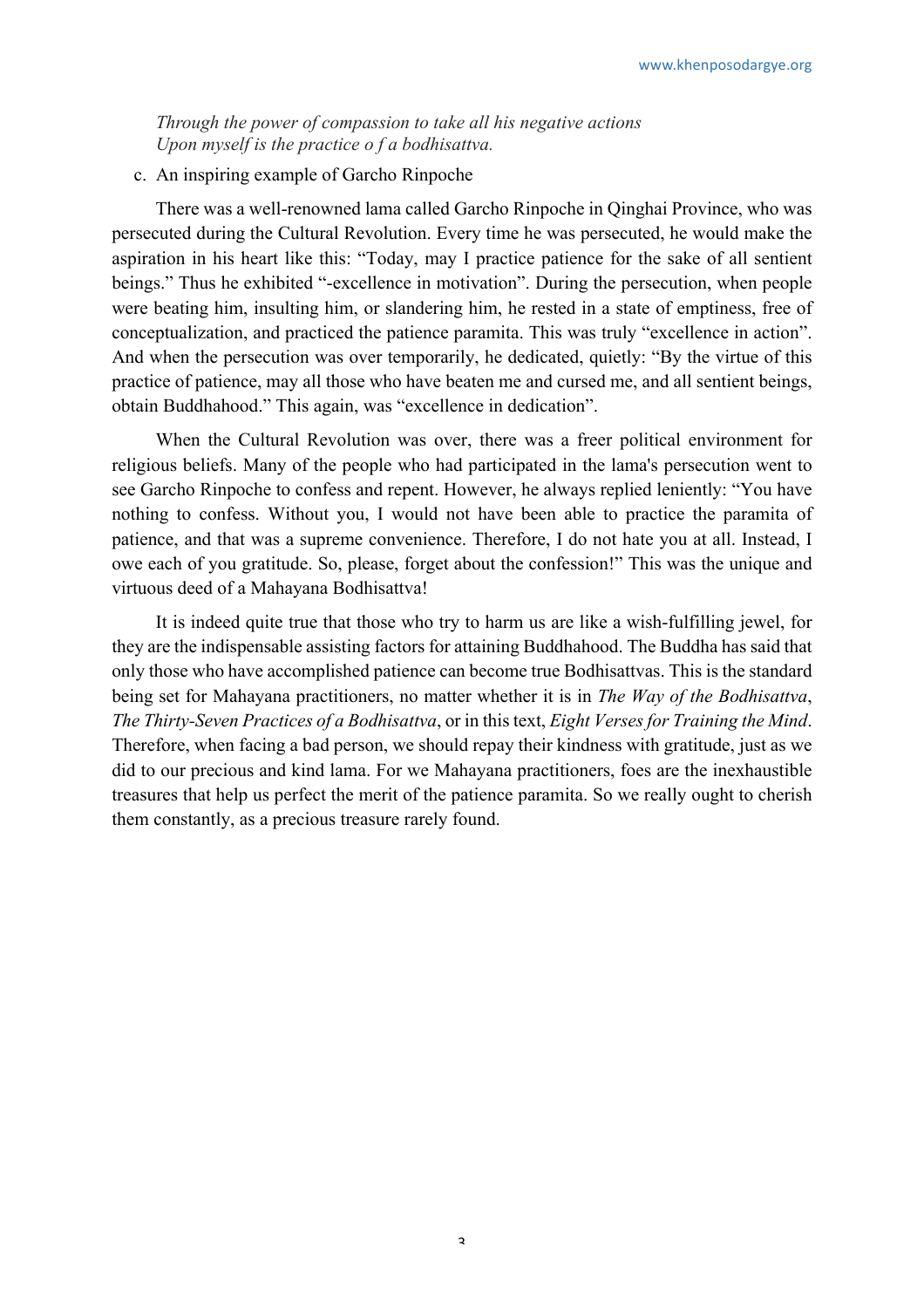*Through the power of compassion to take all his negative actions*
*Upon myself is the practice o f a bodhisattva.*

c. An inspiring example of Garcho Rinpoche

There was a well-renowned lama called Garcho Rinpoche in Qinghai Province, who was persecuted during the Cultural Revolution. Every time he was persecuted, he would make the aspiration in his heart like this: "Today, may I practice patience for the sake of all sentient beings." Thus he exhibited "-excellence in motivation". During the persecution, when people were beating him, insulting him, or slandering him, he rested in a state of emptiness, free of conceptualization, and practiced the patience paramita. This was truly "excellence in action". And when the persecution was over temporarily, he dedicated, quietly: "By the virtue of this practice of patience, may all those who have beaten me and cursed me, and all sentient beings, obtain Buddhahood." This again, was "excellence in dedication".

When the Cultural Revolution was over, there was a freer political environment for religious beliefs. Many of the people who had participated in the lama's persecution went to see Garcho Rinpoche to confess and repent. However, he always replied leniently: "You have nothing to confess. Without you, I would not have been able to practice the paramita of patience, and that was a supreme convenience. Therefore, I do not hate you at all. Instead, I owe each of you gratitude. So, please, forget about the confession!" This was the unique and virtuous deed of a Mahayana Bodhisattva!

It is indeed quite true that those who try to harm us are like a wish-fulfilling jewel, for they are the indispensable assisting factors for attaining Buddhahood. The Buddha has said that only those who have accomplished patience can become true Bodhisattvas. This is the standard being set for Mahayana practitioners, no matter whether it is in *The Way of the Bodhisattva*, *The Thirty-Seven Practices of a Bodhisattva*, or in this text, *Eight Verses for Training the Mind*. Therefore, when facing a bad person, we should repay their kindness with gratitude, just as we did to our precious and kind lama. For we Mahayana practitioners, foes are the inexhaustible treasures that help us perfect the merit of the patience paramita. So we really ought to cherish them constantly, as a precious treasure rarely found.